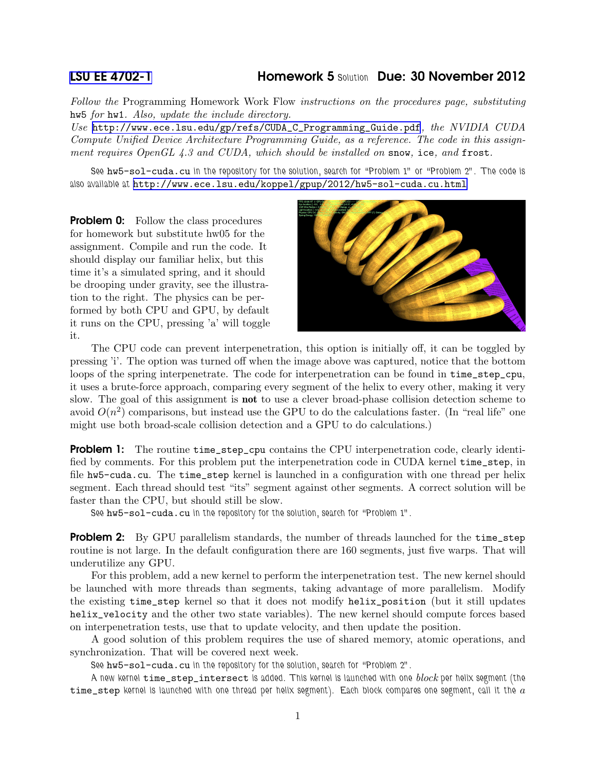LSU EE 4702-1 **Homework 5** Solution **Due: 30 November 2012**

*Follow the* Programming Homework Work Flow *instructions on the procedures page, substituting* `hw5` *for* `hw1`. *Also, update the include directory.*

*Use* http://www.ece.lsu.edu/gp/refs/CUDA_C_Programming_Guide.pdf, *the NVIDIA CUDA Compute Unified Device Architecture Programming Guide, as a reference. The code in this assignment requires OpenGL 4.3 and CUDA, which should be installed on* `snow`, `ice`, *and* `frost`.

See `hw5-sol-cuda.cu` in the repository for the solution, search for "Problem 1" or "Problem 2". The code is also available at http://www.ece.lsu.edu/koppel/gpup/2012/hw5-sol-cuda.cu.html

**Problem 0:** Follow the class procedures for homework but substitute hw05 for the assignment. Compile and run the code. It should display our familiar helix, but this time it's a simulated spring, and it should be drooping under gravity, see the illustration to the right. The physics can be performed by both CPU and GPU, by default it runs on the CPU, pressing 'a' will toggle it.

The CPU code can prevent interpenetration, this option is initially off, it can be toggled by pressing 'i'. The option was turned off when the image above was captured, notice that the bottom loops of the spring interpenetrate. The code for interpenetration can be found in `time_step_cpu`, it uses a brute-force approach, comparing every segment of the helix to every other, making it very slow. The goal of this assignment is **not** to use a clever broad-phase collision detection scheme to avoid $O(n^2)$ comparisons, but instead use the GPU to do the calculations faster. (In "real life" one might use both broad-scale collision detection and a GPU to do calculations.)

**Problem 1:** The routine `time_step_cpu` contains the CPU interpenetration code, clearly identified by comments. For this problem put the interpenetration code in CUDA kernel `time_step`, in file `hw5-cuda.cu`. The `time_step` kernel is launched in a configuration with one thread per helix segment. Each thread should test "its" segment against other segments. A correct solution will be faster than the CPU, but should still be slow.

See `hw5-sol-cuda.cu` in the repository for the solution, search for "Problem 1".

**Problem 2:** By GPU parallelism standards, the number of threads launched for the `time_step` routine is not large. In the default configuration there are 160 segments, just five warps. That will underutilize any GPU.

For this problem, add a new kernel to perform the interpenetration test. The new kernel should be launched with more threads than segments, taking advantage of more parallelism. Modify the existing `time_step` kernel so that it does not modify `helix_position` (but it still updates `helix_velocity` and the other two state variables). The new kernel should compute forces based on interpenetration tests, use that to update velocity, and then update the position.

A good solution of this problem requires the use of shared memory, atomic operations, and synchronization. That will be covered next week.

See `hw5-sol-cuda.cu` in the repository for the solution, search for "Problem 2".

A new kernel `time_step_intersect` is added. This kernel is launched with one *block* per helix segment (the `time_step` kernel is launched with one thread per helix segment). Each block compares one segment, call it the $a$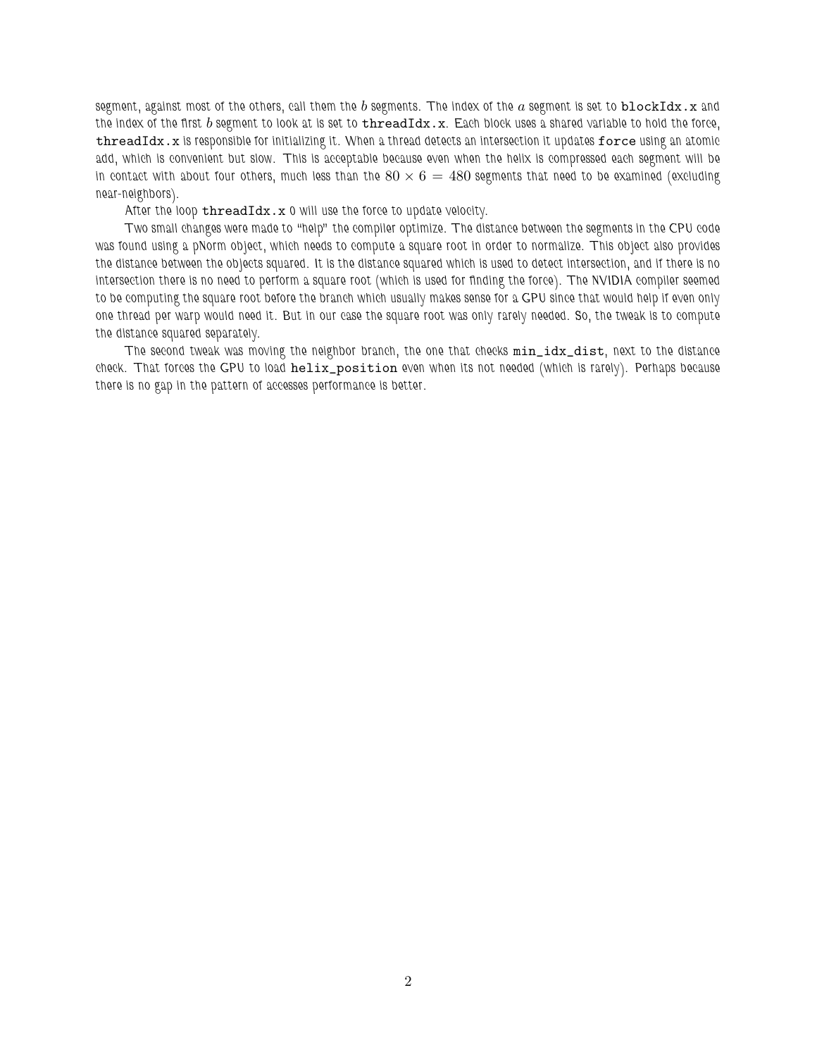segment, against most of the others, call them the $b$ segments. The index of the $a$ segment is set to `blockIdx.x` and the index of the first $b$ segment to look at is set to `threadIdx.x`. Each block uses a shared variable to hold the force, `threadIdx.x` is responsible for initializing it. When a thread detects an intersection it updates `force` using an atomic add, which is convenient but slow. This is acceptable because even when the helix is compressed each segment will be in contact with about four others, much less than the $80 \times 6 = 480$ segments that need to be examined (excluding near-neighbors).

After the loop `threadIdx.x` 0 will use the force to update velocity.

Two small changes were made to "help" the compiler optimize. The distance between the segments in the CPU code was found using a pNorm object, which needs to compute a square root in order to normalize. This object also provides the distance between the objects squared. It is the distance squared which is used to detect intersection, and if there is no intersection there is no need to perform a square root (which is used for finding the force). The NVIDIA compiler seemed to be computing the square root before the branch which usually makes sense for a GPU since that would help if even only one thread per warp would need it. But in our case the square root was only rarely needed. So, the tweak is to compute the distance squared separately.

The second tweak was moving the neighbor branch, the one that checks `min_idx_dist`, next to the distance check. That forces the GPU to load `helix_position` even when its not needed (which is rarely). Perhaps because there is no gap in the pattern of accesses performance is better.